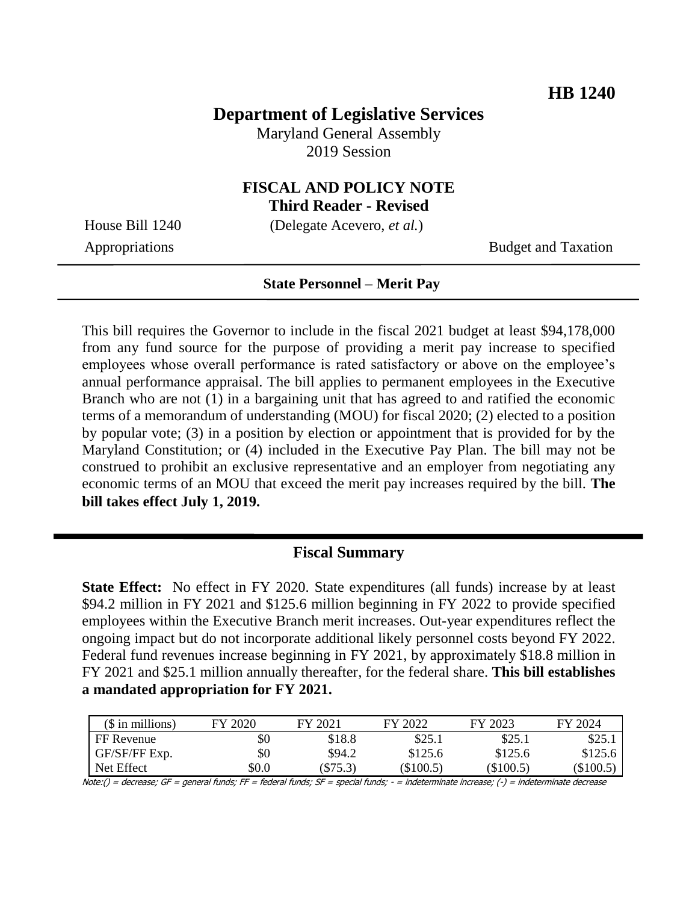**HB 1240**

# Department of Legislative Services

Maryland General Assembly
2019 Session

## FISCAL AND POLICY NOTE
## Third Reader - Revised

House Bill 1240 (Delegate Acevero, *et al.*)

Appropriations Budget and Taxation

---

**State Personnel – Merit Pay**

---

This bill requires the Governor to include in the fiscal 2021 budget at least $94,178,000 from any fund source for the purpose of providing a merit pay increase to specified employees whose overall performance is rated satisfactory or above on the employee's annual performance appraisal. The bill applies to permanent employees in the Executive Branch who are not (1) in a bargaining unit that has agreed to and ratified the economic terms of a memorandum of understanding (MOU) for fiscal 2020; (2) elected to a position by popular vote; (3) in a position by election or appointment that is provided for by the Maryland Constitution; or (4) included in the Executive Pay Plan. The bill may not be construed to prohibit an exclusive representative and an employer from negotiating any economic terms of an MOU that exceed the merit pay increases required by the bill. **The bill takes effect July 1, 2019.**

---

## Fiscal Summary

**State Effect:** No effect in FY 2020. State expenditures (all funds) increase by at least $94.2 million in FY 2021 and $125.6 million beginning in FY 2022 to provide specified employees within the Executive Branch merit increases. Out-year expenditures reflect the ongoing impact but do not incorporate additional likely personnel costs beyond FY 2022. Federal fund revenues increase beginning in FY 2021, by approximately $18.8 million in FY 2021 and $25.1 million annually thereafter, for the federal share. **This bill establishes a mandated appropriation for FY 2021.**

| ($ in millions) | FY 2020 | FY 2021 | FY 2022 | FY 2023 | FY 2024 |
|---|---|---|---|---|---|
| FF Revenue | $0 | $18.8 | $25.1 | $25.1 | $25.1 |
| GF/SF/FF Exp. | $0 | $94.2 | $125.6 | $125.6 | $125.6 |
| Net Effect | $0.0 | ($75.3) | ($100.5) | ($100.5) | ($100.5) |

Note:() = decrease; GF = general funds; FF = federal funds; SF = special funds; - = indeterminate increase; (-) = indeterminate decrease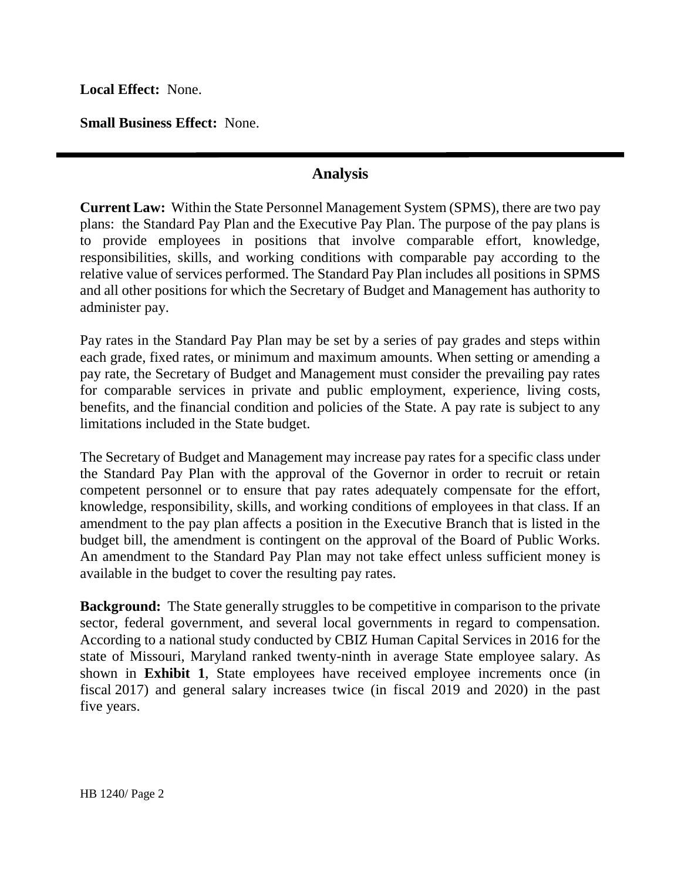**Local Effect:** None.

**Small Business Effect:** None.

---

## Analysis

**Current Law:** Within the State Personnel Management System (SPMS), there are two pay plans: the Standard Pay Plan and the Executive Pay Plan. The purpose of the pay plans is to provide employees in positions that involve comparable effort, knowledge, responsibilities, skills, and working conditions with comparable pay according to the relative value of services performed. The Standard Pay Plan includes all positions in SPMS and all other positions for which the Secretary of Budget and Management has authority to administer pay.

Pay rates in the Standard Pay Plan may be set by a series of pay grades and steps within each grade, fixed rates, or minimum and maximum amounts. When setting or amending a pay rate, the Secretary of Budget and Management must consider the prevailing pay rates for comparable services in private and public employment, experience, living costs, benefits, and the financial condition and policies of the State. A pay rate is subject to any limitations included in the State budget.

The Secretary of Budget and Management may increase pay rates for a specific class under the Standard Pay Plan with the approval of the Governor in order to recruit or retain competent personnel or to ensure that pay rates adequately compensate for the effort, knowledge, responsibility, skills, and working conditions of employees in that class. If an amendment to the pay plan affects a position in the Executive Branch that is listed in the budget bill, the amendment is contingent on the approval of the Board of Public Works. An amendment to the Standard Pay Plan may not take effect unless sufficient money is available in the budget to cover the resulting pay rates.

**Background:** The State generally struggles to be competitive in comparison to the private sector, federal government, and several local governments in regard to compensation. According to a national study conducted by CBIZ Human Capital Services in 2016 for the state of Missouri, Maryland ranked twenty-ninth in average State employee salary. As shown in **Exhibit 1**, State employees have received employee increments once (in fiscal 2017) and general salary increases twice (in fiscal 2019 and 2020) in the past five years.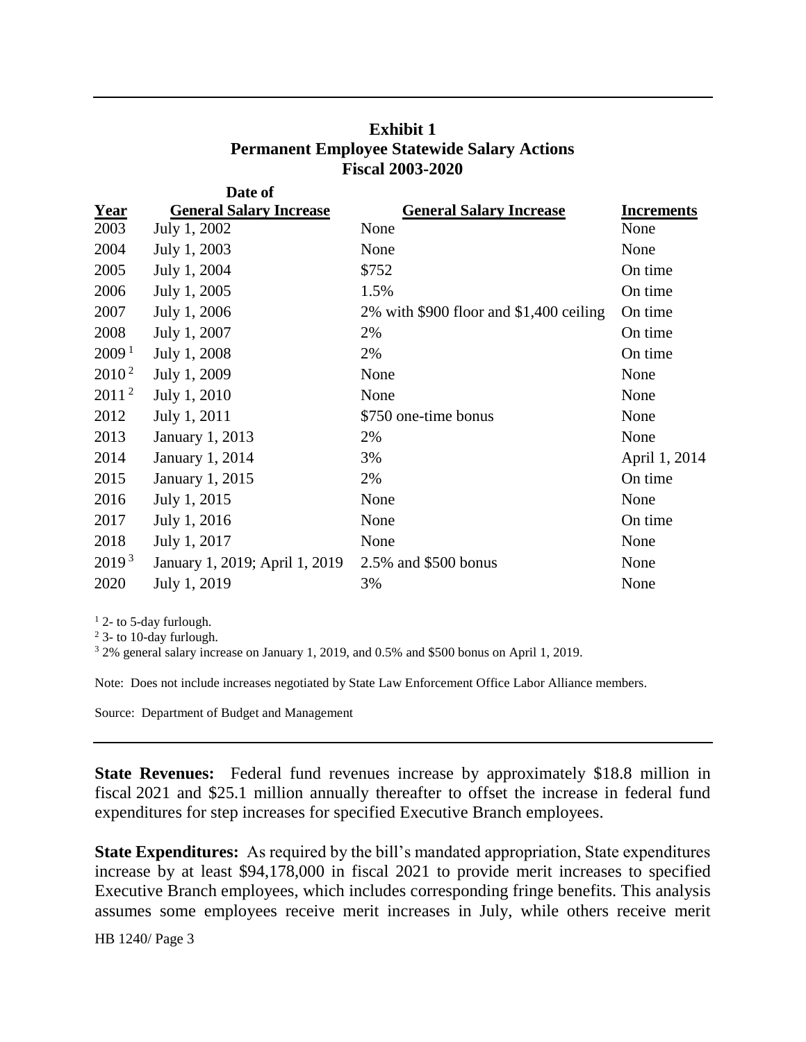**Exhibit 1**
**Permanent Employee Statewide Salary Actions**
**Fiscal 2003-2020**

| Year | Date of General Salary Increase | General Salary Increase | Increments |
|---|---|---|---|
| 2003 | July 1, 2002 | None | None |
| 2004 | July 1, 2003 | None | None |
| 2005 | July 1, 2004 | $752 | On time |
| 2006 | July 1, 2005 | 1.5% | On time |
| 2007 | July 1, 2006 | 2% with $900 floor and $1,400 ceiling | On time |
| 2008 | July 1, 2007 | 2% | On time |
| 2009 [1] | July 1, 2008 | 2% | On time |
| 2010 [2] | July 1, 2009 | None | None |
| 2011 [2] | July 1, 2010 | None | None |
| 2012 | July 1, 2011 | $750 one-time bonus | None |
| 2013 | January 1, 2013 | 2% | None |
| 2014 | January 1, 2014 | 3% | April 1, 2014 |
| 2015 | January 1, 2015 | 2% | On time |
| 2016 | July 1, 2015 | None | None |
| 2017 | July 1, 2016 | None | On time |
| 2018 | July 1, 2017 | None | None |
| 2019 [3] | January 1, 2019; April 1, 2019 | 2.5% and $500 bonus | None |
| 2020 | July 1, 2019 | 3% | None |

[1] 2- to 5-day furlough.
[2] 3- to 10-day furlough.
[3] 2% general salary increase on January 1, 2019, and 0.5% and $500 bonus on April 1, 2019.

Note: Does not include increases negotiated by State Law Enforcement Office Labor Alliance members.

Source: Department of Budget and Management

**State Revenues:** Federal fund revenues increase by approximately $18.8 million in fiscal 2021 and $25.1 million annually thereafter to offset the increase in federal fund expenditures for step increases for specified Executive Branch employees.

**State Expenditures:** As required by the bill's mandated appropriation, State expenditures increase by at least $94,178,000 in fiscal 2021 to provide merit increases to specified Executive Branch employees, which includes corresponding fringe benefits. This analysis assumes some employees receive merit increases in July, while others receive merit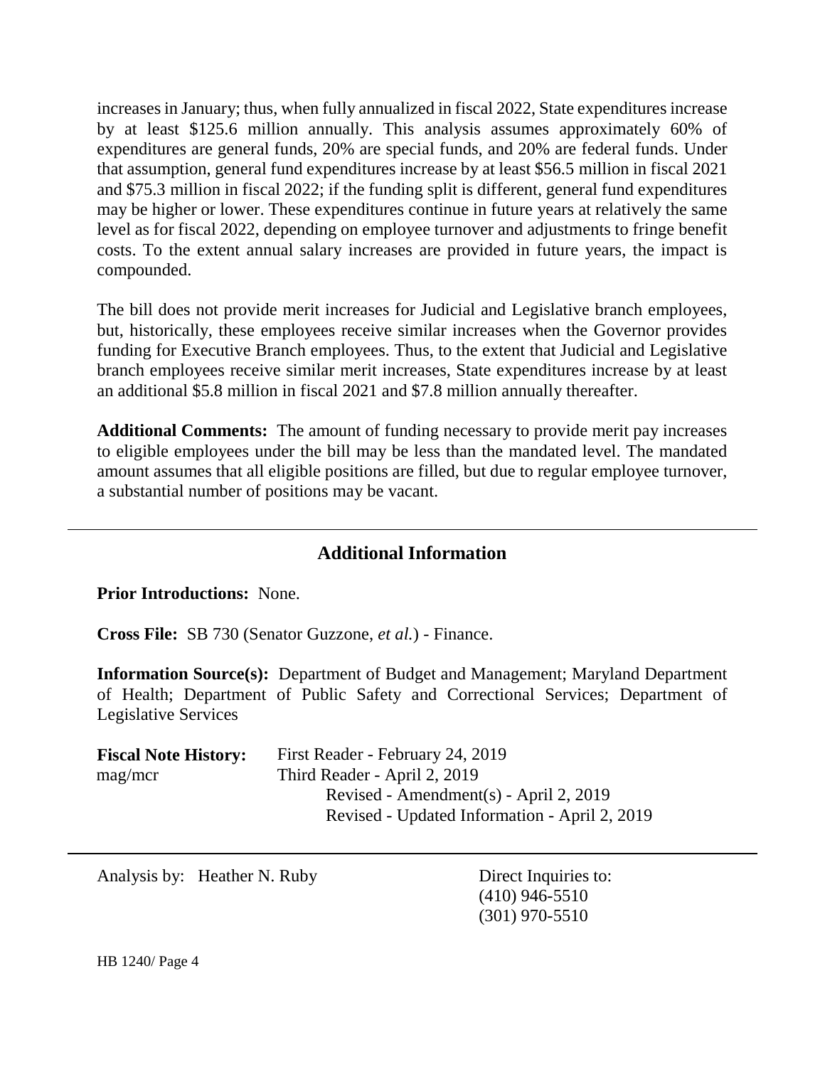increases in January; thus, when fully annualized in fiscal 2022, State expenditures increase by at least $125.6 million annually. This analysis assumes approximately 60% of expenditures are general funds, 20% are special funds, and 20% are federal funds. Under that assumption, general fund expenditures increase by at least $56.5 million in fiscal 2021 and $75.3 million in fiscal 2022; if the funding split is different, general fund expenditures may be higher or lower. These expenditures continue in future years at relatively the same level as for fiscal 2022, depending on employee turnover and adjustments to fringe benefit costs. To the extent annual salary increases are provided in future years, the impact is compounded.

The bill does not provide merit increases for Judicial and Legislative branch employees, but, historically, these employees receive similar increases when the Governor provides funding for Executive Branch employees. Thus, to the extent that Judicial and Legislative branch employees receive similar merit increases, State expenditures increase by at least an additional $5.8 million in fiscal 2021 and $7.8 million annually thereafter.

**Additional Comments:** The amount of funding necessary to provide merit pay increases to eligible employees under the bill may be less than the mandated level. The mandated amount assumes that all eligible positions are filled, but due to regular employee turnover, a substantial number of positions may be vacant.

---

## Additional Information

**Prior Introductions:** None.

**Cross File:** SB 730 (Senator Guzzone, *et al.*) - Finance.

**Information Source(s):** Department of Budget and Management; Maryland Department of Health; Department of Public Safety and Correctional Services; Department of Legislative Services

**Fiscal Note History:** First Reader - February 24, 2019
mag/mcr Third Reader - April 2, 2019
Revised - Amendment(s) - April 2, 2019
Revised - Updated Information - April 2, 2019

---

Analysis by: Heather N. Ruby

Direct Inquiries to:
(410) 946-5510
(301) 970-5510